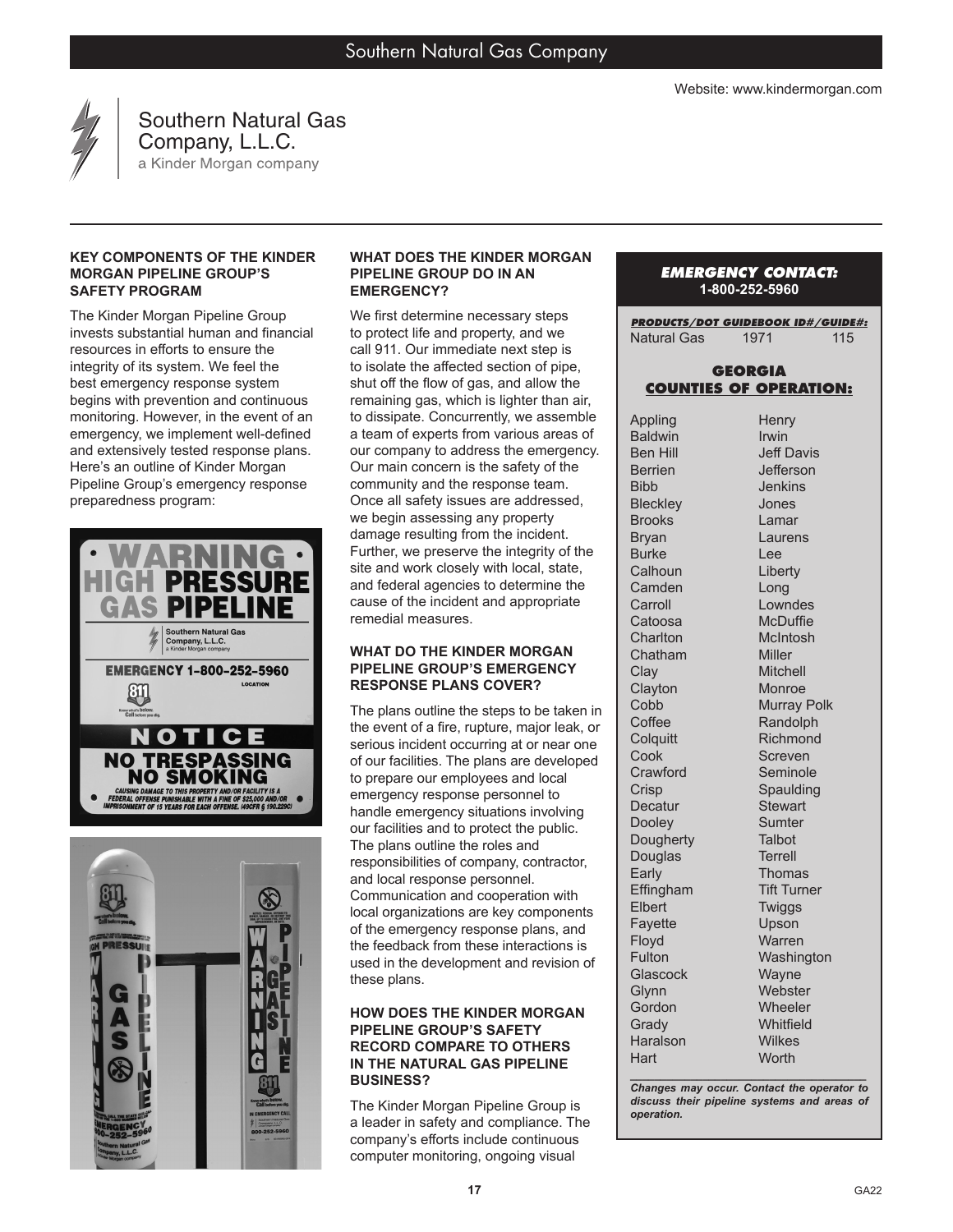Website: www.kindermorgan.com

Southern Natural Gas Company, L.L.C.
a Kinder Morgan company

### KEY COMPONENTS OF THE KINDER MORGAN PIPELINE GROUP'S SAFETY PROGRAM

The Kinder Morgan Pipeline Group invests substantial human and financial resources in efforts to ensure the integrity of its system. We feel the best emergency response system begins with prevention and continuous monitoring. However, in the event of an emergency, we implement well-defined and extensively tested response plans. Here's an outline of Kinder Morgan Pipeline Group's emergency response preparedness program:

### WHAT DOES THE KINDER MORGAN PIPELINE GROUP DO IN AN EMERGENCY?

We first determine necessary steps to protect life and property, and we call 911. Our immediate next step is to isolate the affected section of pipe, shut off the flow of gas, and allow the remaining gas, which is lighter than air, to dissipate. Concurrently, we assemble a team of experts from various areas of our company to address the emergency. Our main concern is the safety of the community and the response team. Once all safety issues are addressed, we begin assessing any property damage resulting from the incident. Further, we preserve the integrity of the site and work closely with local, state, and federal agencies to determine the cause of the incident and appropriate remedial measures.

### WHAT DO THE KINDER MORGAN PIPELINE GROUP'S EMERGENCY RESPONSE PLANS COVER?

The plans outline the steps to be taken in the event of a fire, rupture, major leak, or serious incident occurring at or near one of our facilities. The plans are developed to prepare our employees and local emergency response personnel to handle emergency situations involving our facilities and to protect the public. The plans outline the roles and responsibilities of company, contractor, and local response personnel. Communication and cooperation with local organizations are key components of the emergency response plans, and the feedback from these interactions is used in the development and revision of these plans.

### HOW DOES THE KINDER MORGAN PIPELINE GROUP'S SAFETY RECORD COMPARE TO OTHERS IN THE NATURAL GAS PIPELINE BUSINESS?

The Kinder Morgan Pipeline Group is a leader in safety and compliance. The company's efforts include continuous computer monitoring, ongoing visual

---

***EMERGENCY CONTACT:***
**1-800-252-5960**

| ***PRODUCTS/DOT GUIDEBOOK ID#/GUIDE#:*** | | |
|---|---|---|
| Natural Gas | 1971 | 115 |

**GEORGIA COUNTIES OF OPERATION:**

| | |
|---|---|
| Appling | Henry |
| Baldwin | Irwin |
| Ben Hill | Jeff Davis |
| Berrien | Jefferson |
| Bibb | Jenkins |
| Bleckley | Jones |
| Brooks | Lamar |
| Bryan | Laurens |
| Burke | Lee |
| Calhoun | Liberty |
| Camden | Long |
| Carroll | Lowndes |
| Catoosa | McDuffie |
| Charlton | McIntosh |
| Chatham | Miller |
| Clay | Mitchell |
| Clayton | Monroe |
| Cobb | Murray Polk |
| Coffee | Randolph |
| Colquitt | Richmond |
| Cook | Screven |
| Crawford | Seminole |
| Crisp | Spaulding |
| Decatur | Stewart |
| Dooley | Sumter |
| Dougherty | Talbot |
| Douglas | Terrell |
| Early | Thomas |
| Effingham | Tift Turner |
| Elbert | Twiggs |
| Fayette | Upson |
| Floyd | Warren |
| Fulton | Washington |
| Glascock | Wayne |
| Glynn | Webster |
| Gordon | Wheeler |
| Grady | Whitfield |
| Haralson | Wilkes |
| Hart | Worth |

***Changes may occur. Contact the operator to discuss their pipeline systems and areas of operation.***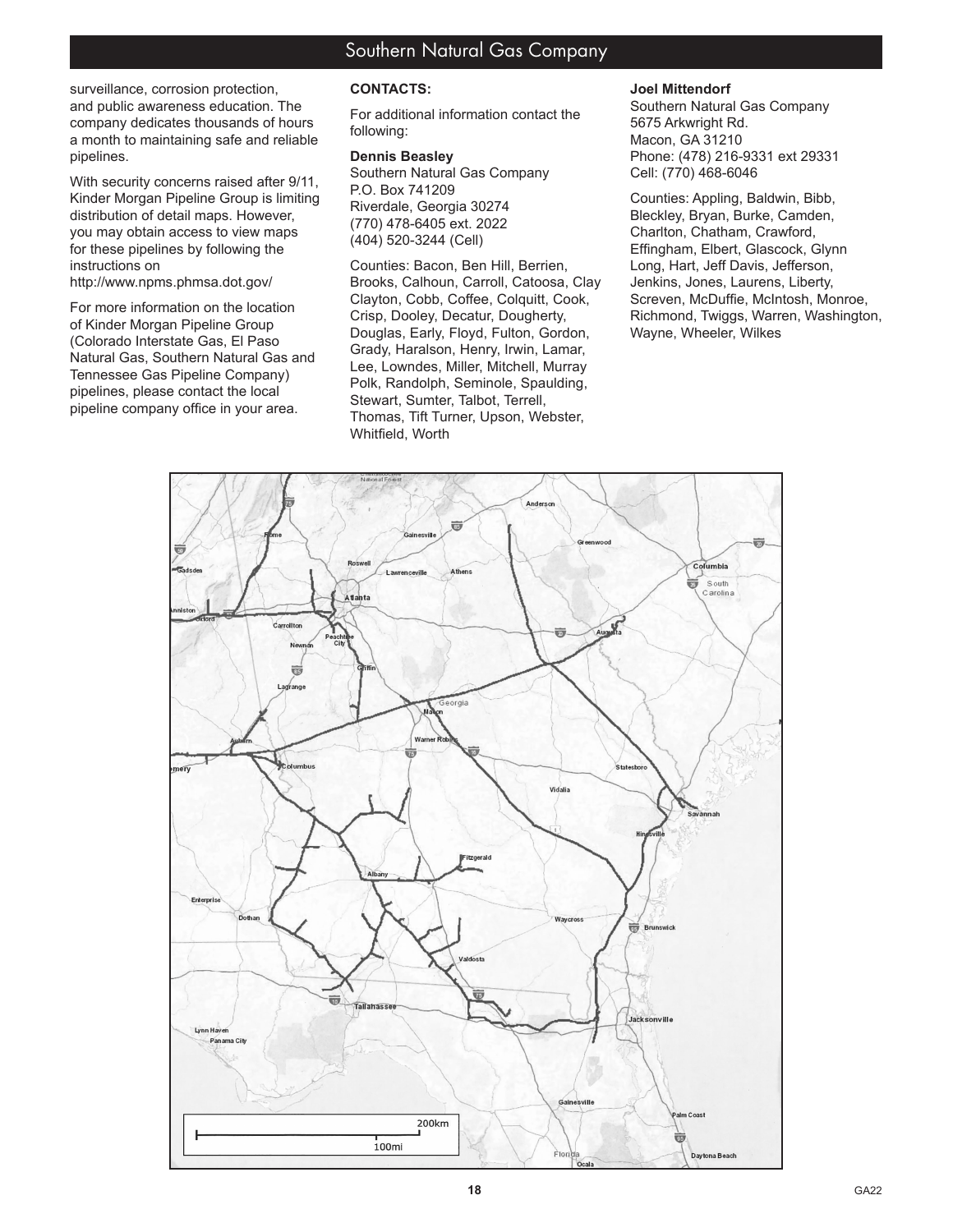surveillance, corrosion protection, and public awareness education. The company dedicates thousands of hours a month to maintaining safe and reliable pipelines.

With security concerns raised after 9/11, Kinder Morgan Pipeline Group is limiting distribution of detail maps. However, you may obtain access to view maps for these pipelines by following the instructions on http://www.npms.phmsa.dot.gov/

For more information on the location of Kinder Morgan Pipeline Group (Colorado Interstate Gas, El Paso Natural Gas, Southern Natural Gas and Tennessee Gas Pipeline Company) pipelines, please contact the local pipeline company office in your area.

**CONTACTS:**

For additional information contact the following:

**Dennis Beasley**
Southern Natural Gas Company
P.O. Box 741209
Riverdale, Georgia 30274
(770) 478-6405 ext. 2022
(404) 520-3244 (Cell)

Counties: Bacon, Ben Hill, Berrien, Brooks, Calhoun, Carroll, Catoosa, Clay Clayton, Cobb, Coffee, Colquitt, Cook, Crisp, Dooley, Decatur, Dougherty, Douglas, Early, Floyd, Fulton, Gordon, Grady, Haralson, Henry, Irwin, Lamar, Lee, Lowndes, Miller, Mitchell, Murray Polk, Randolph, Seminole, Spaulding, Stewart, Sumter, Talbot, Terrell, Thomas, Tift Turner, Upson, Webster, Whitfield, Worth

**Joel Mittendorf**
Southern Natural Gas Company
5675 Arkwright Rd.
Macon, GA 31210
Phone: (478) 216-9331 ext 29331
Cell: (770) 468-6046

Counties: Appling, Baldwin, Bibb, Bleckley, Bryan, Burke, Camden, Charlton, Chatham, Crawford, Effingham, Elbert, Glascock, Glynn Long, Hart, Jeff Davis, Jefferson, Jenkins, Jones, Laurens, Liberty, Screven, McDuffie, McIntosh, Monroe, Richmond, Twiggs, Warren, Washington, Wayne, Wheeler, Wilkes

200km
100mi